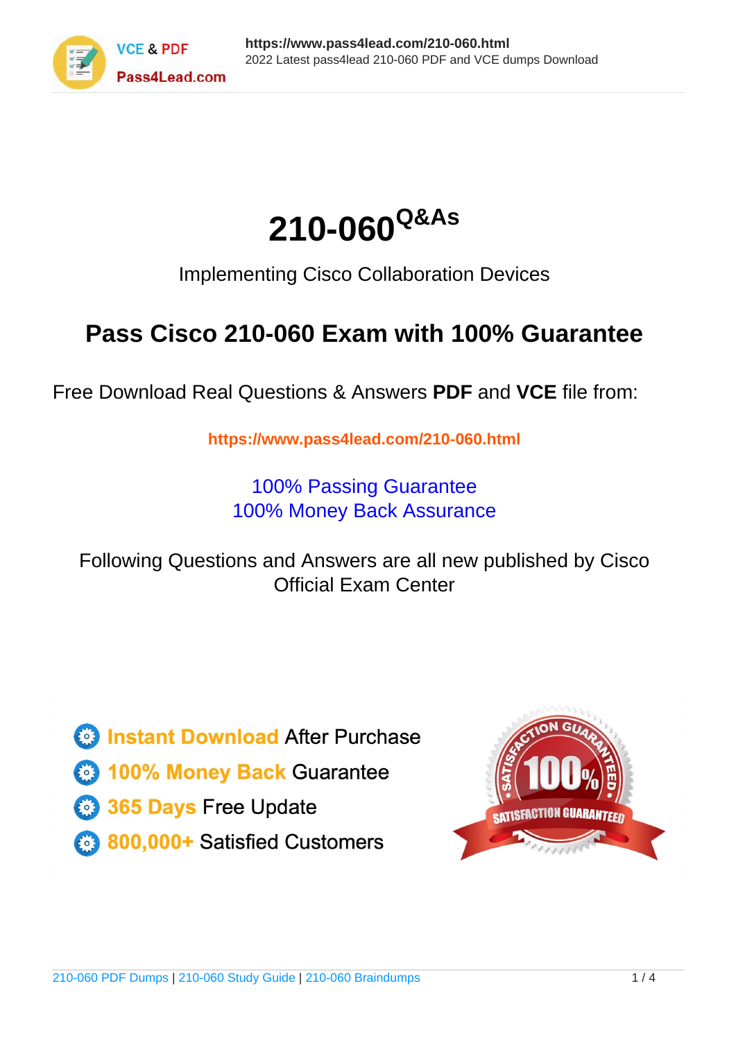# 210-060[Q&As]

Implementing Cisco Collaboration Devices

## Pass Cisco 210-060 Exam with 100% Guarantee

Free Download Real Questions & Answers **PDF** and **VCE** file from:

**https://www.pass4lead.com/210-060.html**

100% Passing Guarantee
100% Money Back Assurance

Following Questions and Answers are all new published by Cisco Official Exam Center

- **Instant Download** After Purchase
- **100% Money Back** Guarantee
- **365 Days** Free Update
- **800,000+** Satisfied Customers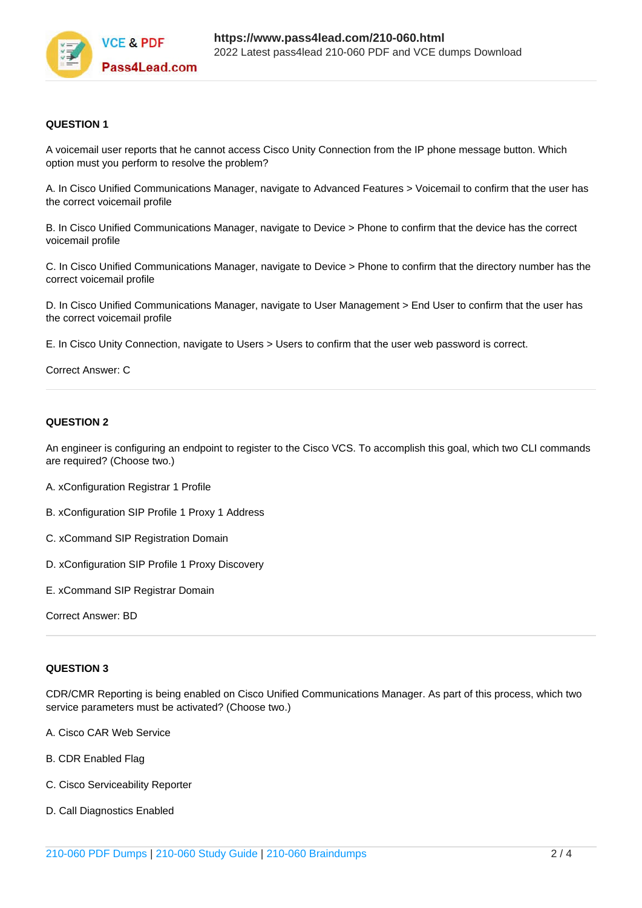**QUESTION 1**

A voicemail user reports that he cannot access Cisco Unity Connection from the IP phone message button. Which option must you perform to resolve the problem?

A. In Cisco Unified Communications Manager, navigate to Advanced Features > Voicemail to confirm that the user has the correct voicemail profile

B. In Cisco Unified Communications Manager, navigate to Device > Phone to confirm that the device has the correct voicemail profile

C. In Cisco Unified Communications Manager, navigate to Device > Phone to confirm that the directory number has the correct voicemail profile

D. In Cisco Unified Communications Manager, navigate to User Management > End User to confirm that the user has the correct voicemail profile

E. In Cisco Unity Connection, navigate to Users > Users to confirm that the user web password is correct.

Correct Answer: C

---

**QUESTION 2**

An engineer is configuring an endpoint to register to the Cisco VCS. To accomplish this goal, which two CLI commands are required? (Choose two.)

A. xConfiguration Registrar 1 Profile

B. xConfiguration SIP Profile 1 Proxy 1 Address

C. xCommand SIP Registration Domain

D. xConfiguration SIP Profile 1 Proxy Discovery

E. xCommand SIP Registrar Domain

Correct Answer: BD

---

**QUESTION 3**

CDR/CMR Reporting is being enabled on Cisco Unified Communications Manager. As part of this process, which two service parameters must be activated? (Choose two.)

A. Cisco CAR Web Service

B. CDR Enabled Flag

C. Cisco Serviceability Reporter

D. Call Diagnostics Enabled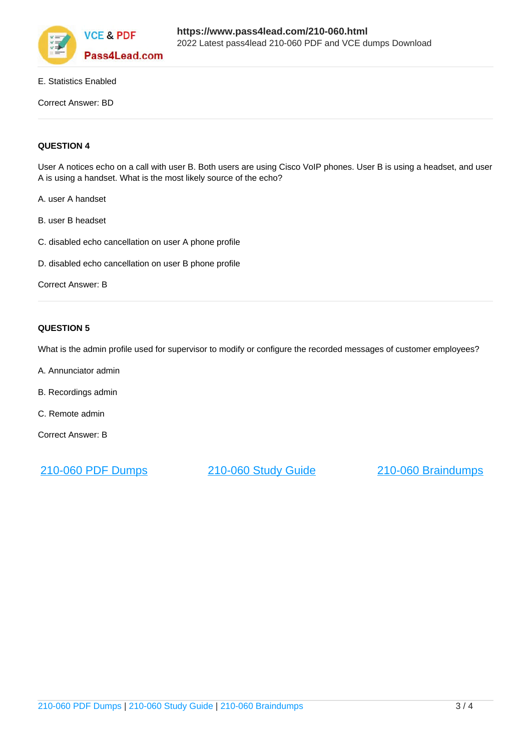E. Statistics Enabled

Correct Answer: BD

---

**QUESTION 4**

User A notices echo on a call with user B. Both users are using Cisco VoIP phones. User B is using a headset, and user A is using a handset. What is the most likely source of the echo?

A. user A handset

B. user B headset

C. disabled echo cancellation on user A phone profile

D. disabled echo cancellation on user B phone profile

Correct Answer: B

---

**QUESTION 5**

What is the admin profile used for supervisor to modify or configure the recorded messages of customer employees?

A. Annunciator admin

B. Recordings admin

C. Remote admin

Correct Answer: B

210-060 PDF Dumps | 210-060 Study Guide | 210-060 Braindumps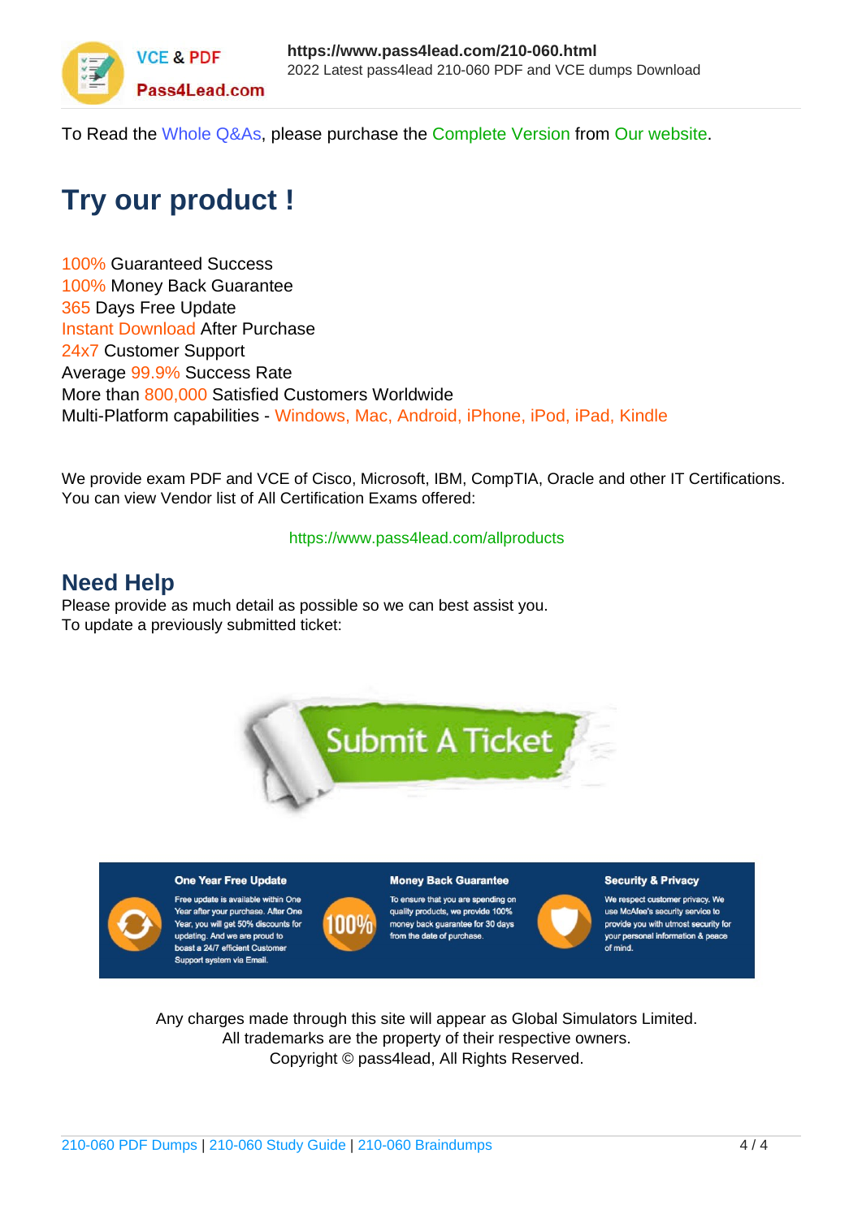To Read the Whole Q&As, please purchase the Complete Version from Our website.

# Try our product !

100% Guaranteed Success
100% Money Back Guarantee
365 Days Free Update
Instant Download After Purchase
24x7 Customer Support
Average 99.9% Success Rate
More than 800,000 Satisfied Customers Worldwide
Multi-Platform capabilities - Windows, Mac, Android, iPhone, iPod, iPad, Kindle

We provide exam PDF and VCE of Cisco, Microsoft, IBM, CompTIA, Oracle and other IT Certifications.
You can view Vendor list of All Certification Exams offered:

https://www.pass4lead.com/allproducts

## Need Help

Please provide as much detail as possible so we can best assist you.
To update a previously submitted ticket:

Submit A Ticket

**One Year Free Update**
Free update is available within One Year after your purchase. After One Year, you will get 50% discounts for updating. And we are proud to boast a 24/7 efficient Customer Support system via Email.

**Money Back Guarantee**
To ensure that you are spending on quality products, we provide 100% money back guarantee for 30 days from the date of purchase.

**Security & Privacy**
We respect customer privacy. We use McAfee's security service to provide you with utmost security for your personal information & peace of mind.

Any charges made through this site will appear as Global Simulators Limited.
All trademarks are the property of their respective owners.
Copyright © pass4lead, All Rights Reserved.